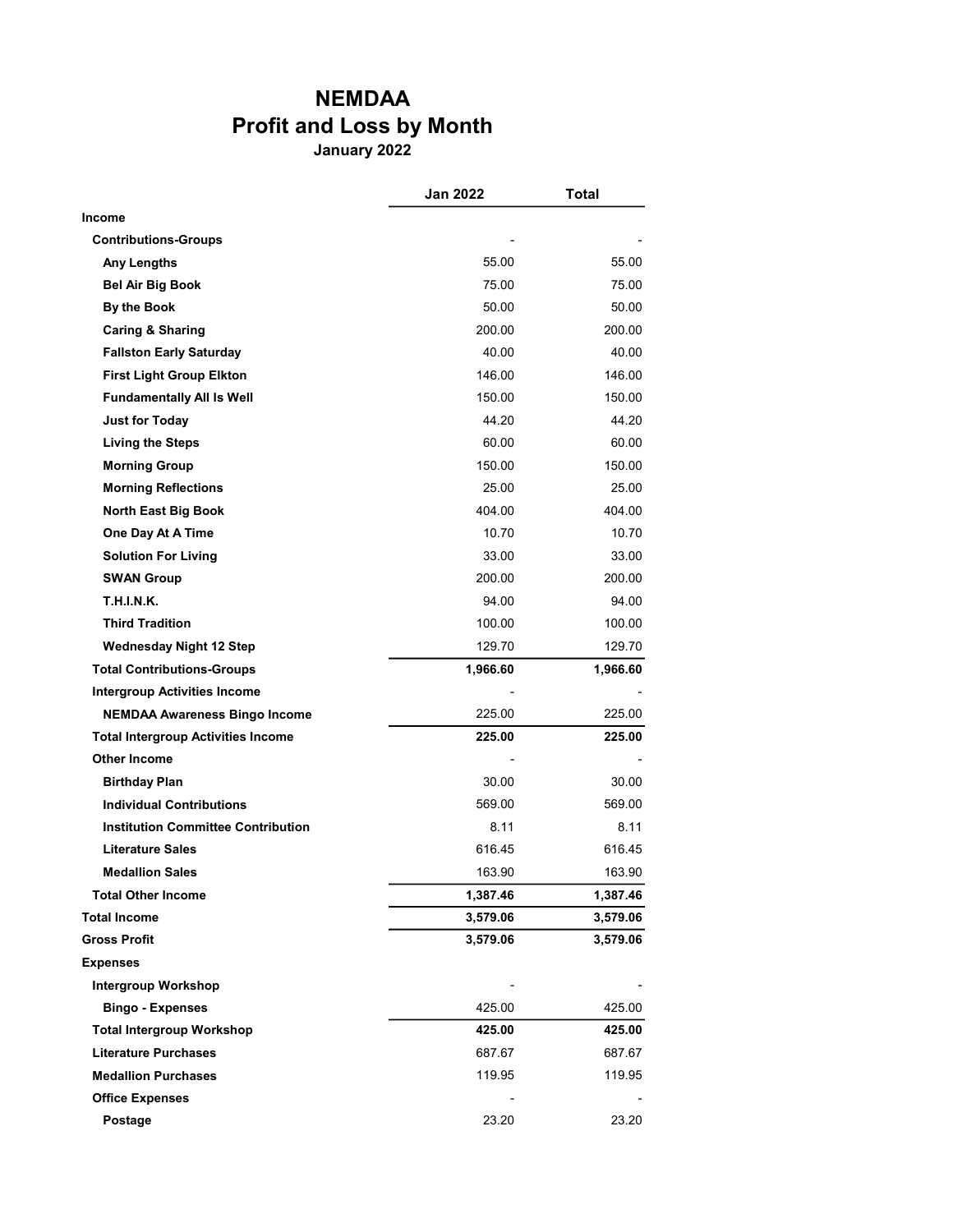# NEMDAA
## Profit and Loss by Month
### January 2022

| | Jan 2022 | Total |
|---|---|---|
| **Income** | | |
| **Contributions-Groups** | - | - |
| **Any Lengths** | 55.00 | 55.00 |
| **Bel Air Big Book** | 75.00 | 75.00 |
| **By the Book** | 50.00 | 50.00 |
| **Caring & Sharing** | 200.00 | 200.00 |
| **Fallston Early Saturday** | 40.00 | 40.00 |
| **First Light Group Elkton** | 146.00 | 146.00 |
| **Fundamentally All Is Well** | 150.00 | 150.00 |
| **Just for Today** | 44.20 | 44.20 |
| **Living the Steps** | 60.00 | 60.00 |
| **Morning Group** | 150.00 | 150.00 |
| **Morning Reflections** | 25.00 | 25.00 |
| **North East Big Book** | 404.00 | 404.00 |
| **One Day At A Time** | 10.70 | 10.70 |
| **Solution For Living** | 33.00 | 33.00 |
| **SWAN Group** | 200.00 | 200.00 |
| **T.H.I.N.K.** | 94.00 | 94.00 |
| **Third Tradition** | 100.00 | 100.00 |
| **Wednesday Night 12 Step** | 129.70 | 129.70 |
| **Total Contributions-Groups** | **1,966.60** | **1,966.60** |
| **Intergroup Activities Income** | - | - |
| **NEMDAA Awareness Bingo Income** | 225.00 | 225.00 |
| **Total Intergroup Activities Income** | **225.00** | **225.00** |
| **Other Income** | - | - |
| **Birthday Plan** | 30.00 | 30.00 |
| **Individual Contributions** | 569.00 | 569.00 |
| **Institution Committee Contribution** | 8.11 | 8.11 |
| **Literature Sales** | 616.45 | 616.45 |
| **Medallion Sales** | 163.90 | 163.90 |
| **Total Other Income** | **1,387.46** | **1,387.46** |
| **Total Income** | **3,579.06** | **3,579.06** |
| **Gross Profit** | **3,579.06** | **3,579.06** |
| **Expenses** | | |
| **Intergroup Workshop** | - | - |
| **Bingo - Expenses** | 425.00 | 425.00 |
| **Total Intergroup Workshop** | **425.00** | **425.00** |
| **Literature Purchases** | 687.67 | 687.67 |
| **Medallion Purchases** | 119.95 | 119.95 |
| **Office Expenses** | - | - |
| **Postage** | 23.20 | 23.20 |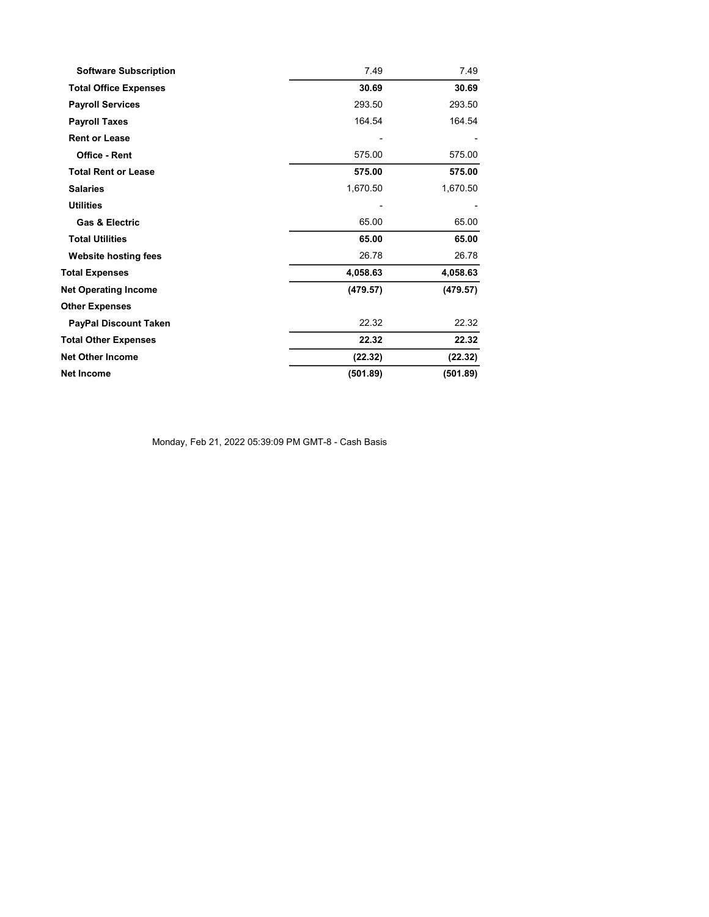| | | |
|---|---|---|
| **Software Subscription** | 7.49 | 7.49 |
| **Total Office Expenses** | **30.69** | **30.69** |
| **Payroll Services** | 293.50 | 293.50 |
| **Payroll Taxes** | 164.54 | 164.54 |
| **Rent or Lease** | - | - |
| **Office - Rent** | 575.00 | 575.00 |
| **Total Rent or Lease** | **575.00** | **575.00** |
| **Salaries** | 1,670.50 | 1,670.50 |
| **Utilities** | - | - |
| **Gas & Electric** | 65.00 | 65.00 |
| **Total Utilities** | **65.00** | **65.00** |
| **Website hosting fees** | 26.78 | 26.78 |
| **Total Expenses** | **4,058.63** | **4,058.63** |
| **Net Operating Income** | **(479.57)** | **(479.57)** |
| **Other Expenses** | | |
| **PayPal Discount Taken** | 22.32 | 22.32 |
| **Total Other Expenses** | **22.32** | **22.32** |
| **Net Other Income** | **(22.32)** | **(22.32)** |
| **Net Income** | **(501.89)** | **(501.89)** |

Monday, Feb 21, 2022 05:39:09 PM GMT-8 - Cash Basis